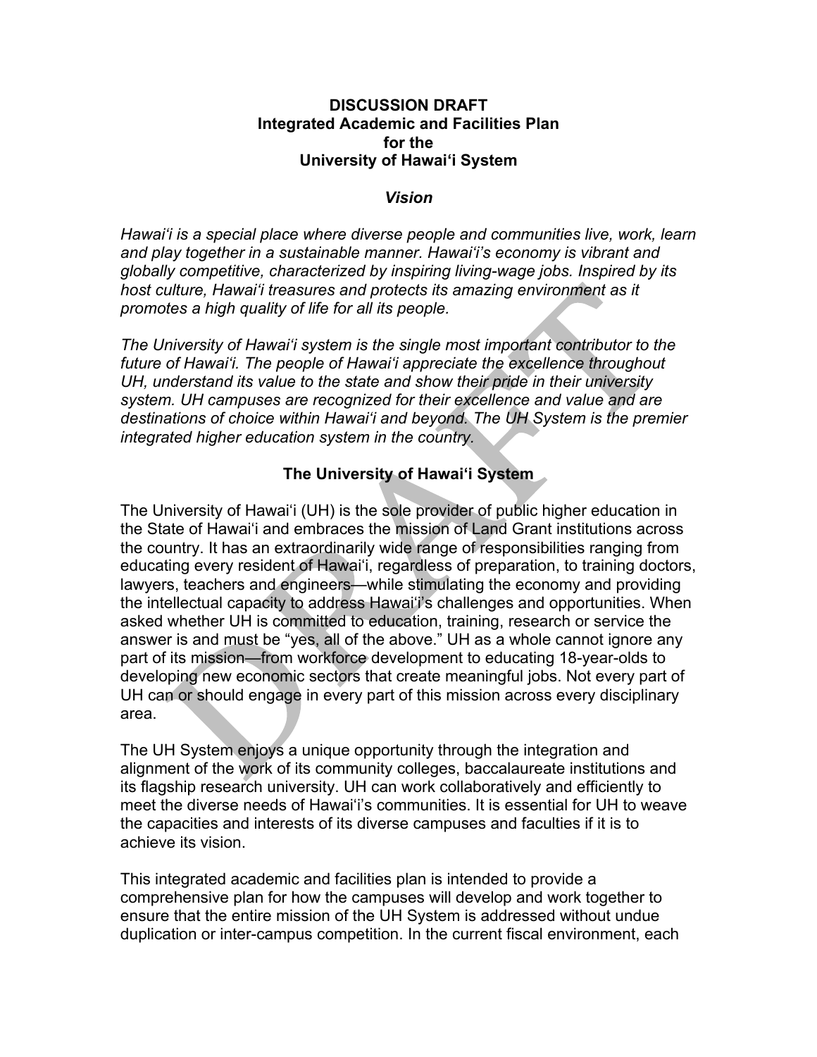# DISCUSSION DRAFT
# Integrated Academic and Facilities Plan for the University of Hawaiʻi System

## *Vision*

*Hawaiʻi is a special place where diverse people and communities live, work, learn and play together in a sustainable manner. Hawaiʻi's economy is vibrant and globally competitive, characterized by inspiring living-wage jobs. Inspired by its host culture, Hawaiʻi treasures and protects its amazing environment as it promotes a high quality of life for all its people.*

*The University of Hawaiʻi system is the single most important contributor to the future of Hawaiʻi. The people of Hawaiʻi appreciate the excellence throughout UH, understand its value to the state and show their pride in their university system. UH campuses are recognized for their excellence and value and are destinations of choice within Hawaiʻi and beyond. The UH System is the premier integrated higher education system in the country.*

## The University of Hawaiʻi System

The University of Hawaiʻi (UH) is the sole provider of public higher education in the State of Hawaiʻi and embraces the mission of Land Grant institutions across the country. It has an extraordinarily wide range of responsibilities ranging from educating every resident of Hawaiʻi, regardless of preparation, to training doctors, lawyers, teachers and engineers—while stimulating the economy and providing the intellectual capacity to address Hawaiʻi's challenges and opportunities. When asked whether UH is committed to education, training, research or service the answer is and must be "yes, all of the above." UH as a whole cannot ignore any part of its mission—from workforce development to educating 18-year-olds to developing new economic sectors that create meaningful jobs. Not every part of UH can or should engage in every part of this mission across every disciplinary area.

The UH System enjoys a unique opportunity through the integration and alignment of the work of its community colleges, baccalaureate institutions and its flagship research university. UH can work collaboratively and efficiently to meet the diverse needs of Hawaiʻi's communities. It is essential for UH to weave the capacities and interests of its diverse campuses and faculties if it is to achieve its vision.

This integrated academic and facilities plan is intended to provide a comprehensive plan for how the campuses will develop and work together to ensure that the entire mission of the UH System is addressed without undue duplication or inter-campus competition. In the current fiscal environment, each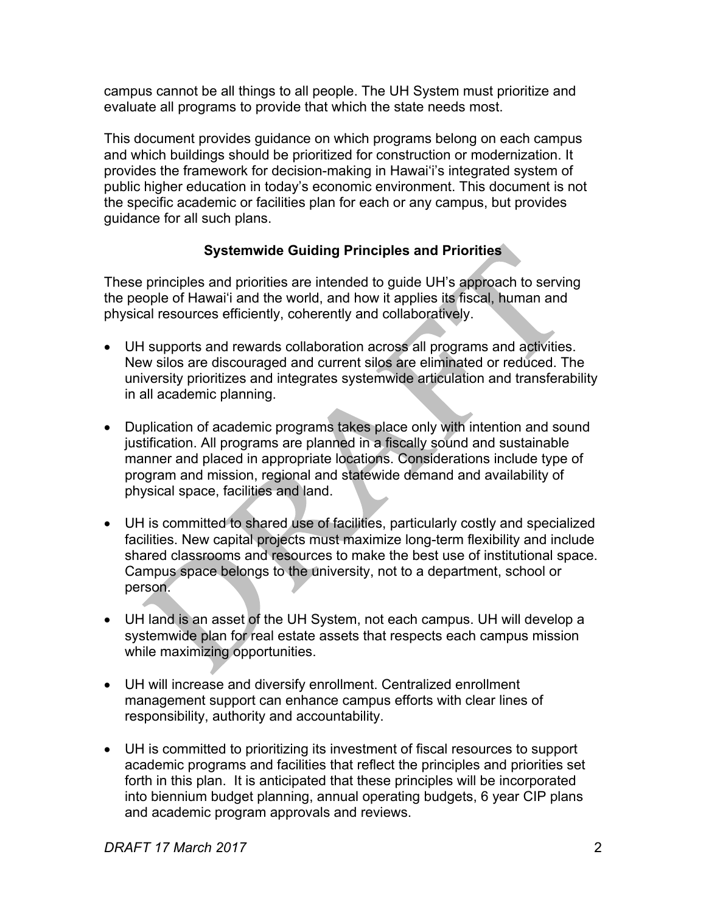campus cannot be all things to all people. The UH System must prioritize and evaluate all programs to provide that which the state needs most.

This document provides guidance on which programs belong on each campus and which buildings should be prioritized for construction or modernization. It provides the framework for decision-making in Hawaiʻi's integrated system of public higher education in today's economic environment. This document is not the specific academic or facilities plan for each or any campus, but provides guidance for all such plans.

## Systemwide Guiding Principles and Priorities

These principles and priorities are intended to guide UH's approach to serving the people of Hawaiʻi and the world, and how it applies its fiscal, human and physical resources efficiently, coherently and collaboratively.

- UH supports and rewards collaboration across all programs and activities. New silos are discouraged and current silos are eliminated or reduced. The university prioritizes and integrates systemwide articulation and transferability in all academic planning.
- Duplication of academic programs takes place only with intention and sound justification. All programs are planned in a fiscally sound and sustainable manner and placed in appropriate locations. Considerations include type of program and mission, regional and statewide demand and availability of physical space, facilities and land.
- UH is committed to shared use of facilities, particularly costly and specialized facilities. New capital projects must maximize long-term flexibility and include shared classrooms and resources to make the best use of institutional space. Campus space belongs to the university, not to a department, school or person.
- UH land is an asset of the UH System, not each campus. UH will develop a systemwide plan for real estate assets that respects each campus mission while maximizing opportunities.
- UH will increase and diversify enrollment. Centralized enrollment management support can enhance campus efforts with clear lines of responsibility, authority and accountability.
- UH is committed to prioritizing its investment of fiscal resources to support academic programs and facilities that reflect the principles and priorities set forth in this plan. It is anticipated that these principles will be incorporated into biennium budget planning, annual operating budgets, 6 year CIP plans and academic program approvals and reviews.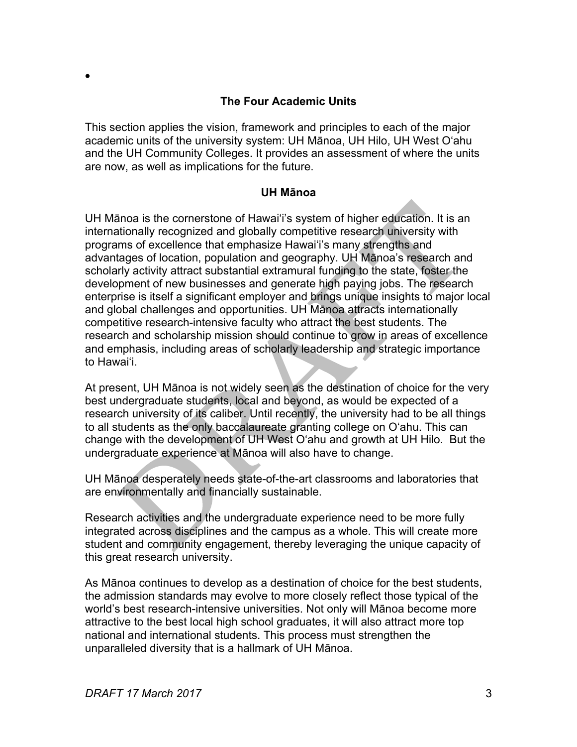## The Four Academic Units

This section applies the vision, framework and principles to each of the major academic units of the university system: UH Mānoa, UH Hilo, UH West Oʻahu and the UH Community Colleges. It provides an assessment of where the units are now, as well as implications for the future.

### UH Mānoa

UH Mānoa is the cornerstone of Hawaiʻi's system of higher education. It is an internationally recognized and globally competitive research university with programs of excellence that emphasize Hawaiʻi's many strengths and advantages of location, population and geography. UH Mānoa's research and scholarly activity attract substantial extramural funding to the state, foster the development of new businesses and generate high paying jobs. The research enterprise is itself a significant employer and brings unique insights to major local and global challenges and opportunities. UH Mānoa attracts internationally competitive research-intensive faculty who attract the best students. The research and scholarship mission should continue to grow in areas of excellence and emphasis, including areas of scholarly leadership and strategic importance to Hawaiʻi.

At present, UH Mānoa is not widely seen as the destination of choice for the very best undergraduate students, local and beyond, as would be expected of a research university of its caliber. Until recently, the university had to be all things to all students as the only baccalaureate granting college on Oʻahu. This can change with the development of UH West Oʻahu and growth at UH Hilo. But the undergraduate experience at Mānoa will also have to change.

UH Mānoa desperately needs state-of-the-art classrooms and laboratories that are environmentally and financially sustainable.

Research activities and the undergraduate experience need to be more fully integrated across disciplines and the campus as a whole. This will create more student and community engagement, thereby leveraging the unique capacity of this great research university.

As Mānoa continues to develop as a destination of choice for the best students, the admission standards may evolve to more closely reflect those typical of the world's best research-intensive universities. Not only will Mānoa become more attractive to the best local high school graduates, it will also attract more top national and international students. This process must strengthen the unparalleled diversity that is a hallmark of UH Mānoa.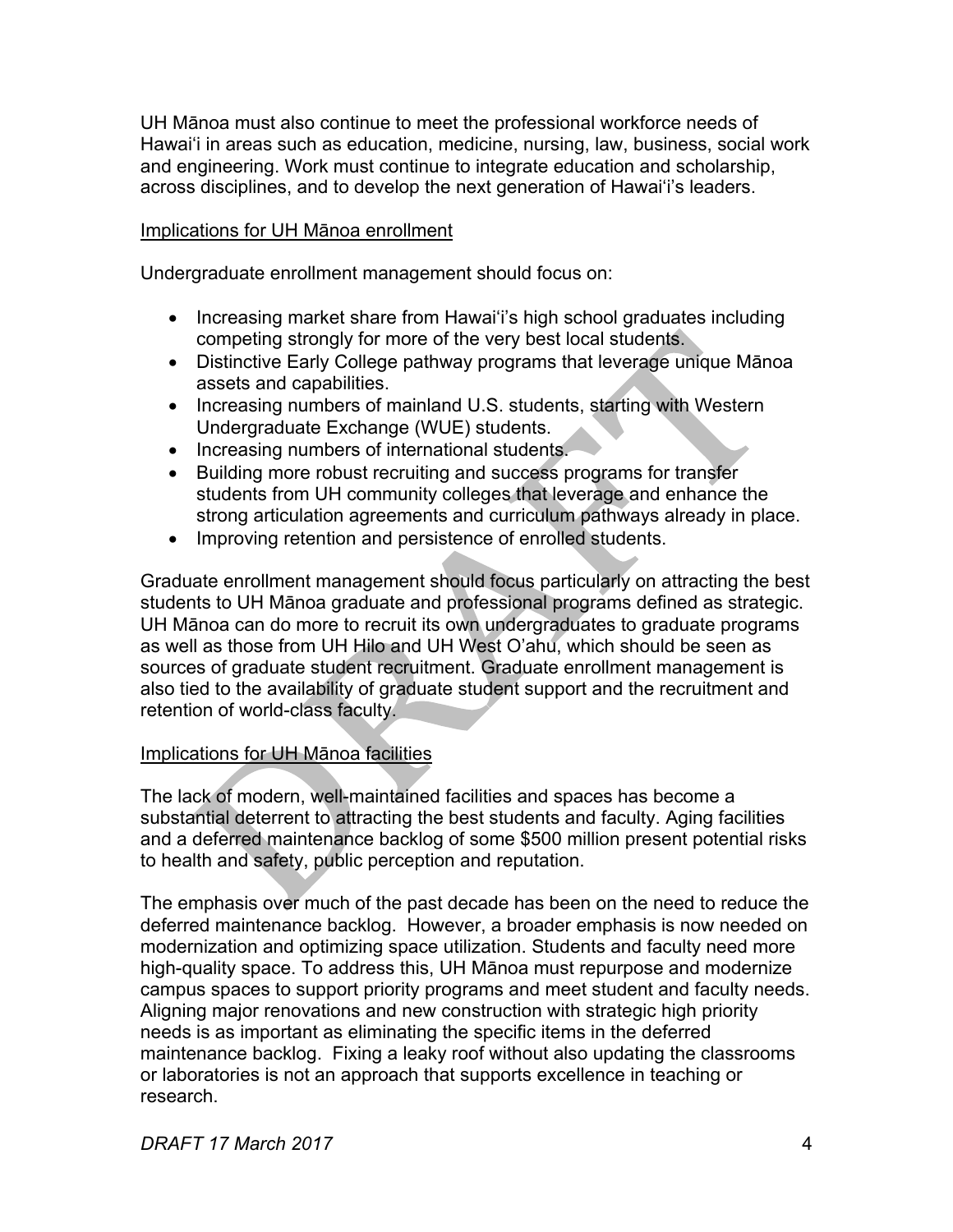UH Mānoa must also continue to meet the professional workforce needs of Hawaiʻi in areas such as education, medicine, nursing, law, business, social work and engineering. Work must continue to integrate education and scholarship, across disciplines, and to develop the next generation of Hawaiʻi's leaders.

<u>Implications for UH Mānoa enrollment</u>

Undergraduate enrollment management should focus on:

- Increasing market share from Hawaiʻi's high school graduates including competing strongly for more of the very best local students.
- Distinctive Early College pathway programs that leverage unique Mānoa assets and capabilities.
- Increasing numbers of mainland U.S. students, starting with Western Undergraduate Exchange (WUE) students.
- Increasing numbers of international students.
- Building more robust recruiting and success programs for transfer students from UH community colleges that leverage and enhance the strong articulation agreements and curriculum pathways already in place.
- Improving retention and persistence of enrolled students.

Graduate enrollment management should focus particularly on attracting the best students to UH Mānoa graduate and professional programs defined as strategic. UH Mānoa can do more to recruit its own undergraduates to graduate programs as well as those from UH Hilo and UH West O'ahu, which should be seen as sources of graduate student recruitment. Graduate enrollment management is also tied to the availability of graduate student support and the recruitment and retention of world-class faculty.

<u>Implications for UH Mānoa facilities</u>

The lack of modern, well-maintained facilities and spaces has become a substantial deterrent to attracting the best students and faculty. Aging facilities and a deferred maintenance backlog of some $500 million present potential risks to health and safety, public perception and reputation.

The emphasis over much of the past decade has been on the need to reduce the deferred maintenance backlog. However, a broader emphasis is now needed on modernization and optimizing space utilization. Students and faculty need more high-quality space. To address this, UH Mānoa must repurpose and modernize campus spaces to support priority programs and meet student and faculty needs. Aligning major renovations and new construction with strategic high priority needs is as important as eliminating the specific items in the deferred maintenance backlog. Fixing a leaky roof without also updating the classrooms or laboratories is not an approach that supports excellence in teaching or research.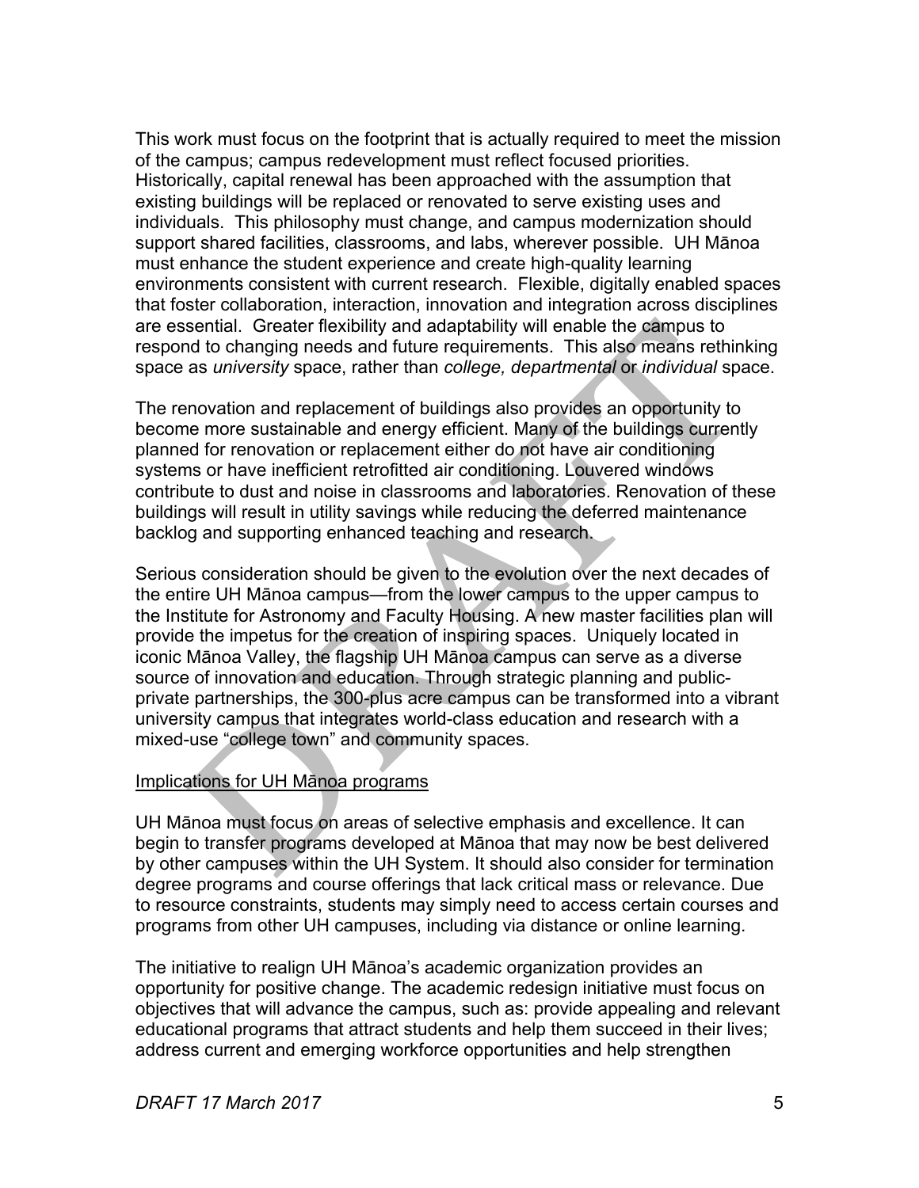This work must focus on the footprint that is actually required to meet the mission of the campus; campus redevelopment must reflect focused priorities. Historically, capital renewal has been approached with the assumption that existing buildings will be replaced or renovated to serve existing uses and individuals. This philosophy must change, and campus modernization should support shared facilities, classrooms, and labs, wherever possible. UH Mānoa must enhance the student experience and create high-quality learning environments consistent with current research. Flexible, digitally enabled spaces that foster collaboration, interaction, innovation and integration across disciplines are essential. Greater flexibility and adaptability will enable the campus to respond to changing needs and future requirements. This also means rethinking space as *university* space, rather than *college, departmental* or *individual* space.

The renovation and replacement of buildings also provides an opportunity to become more sustainable and energy efficient. Many of the buildings currently planned for renovation or replacement either do not have air conditioning systems or have inefficient retrofitted air conditioning. Louvered windows contribute to dust and noise in classrooms and laboratories. Renovation of these buildings will result in utility savings while reducing the deferred maintenance backlog and supporting enhanced teaching and research.

Serious consideration should be given to the evolution over the next decades of the entire UH Mānoa campus—from the lower campus to the upper campus to the Institute for Astronomy and Faculty Housing. A new master facilities plan will provide the impetus for the creation of inspiring spaces. Uniquely located in iconic Mānoa Valley, the flagship UH Mānoa campus can serve as a diverse source of innovation and education. Through strategic planning and public-private partnerships, the 300-plus acre campus can be transformed into a vibrant university campus that integrates world-class education and research with a mixed-use "college town" and community spaces.

Implications for UH Mānoa programs

UH Mānoa must focus on areas of selective emphasis and excellence. It can begin to transfer programs developed at Mānoa that may now be best delivered by other campuses within the UH System. It should also consider for termination degree programs and course offerings that lack critical mass or relevance. Due to resource constraints, students may simply need to access certain courses and programs from other UH campuses, including via distance or online learning.

The initiative to realign UH Mānoa's academic organization provides an opportunity for positive change. The academic redesign initiative must focus on objectives that will advance the campus, such as: provide appealing and relevant educational programs that attract students and help them succeed in their lives; address current and emerging workforce opportunities and help strengthen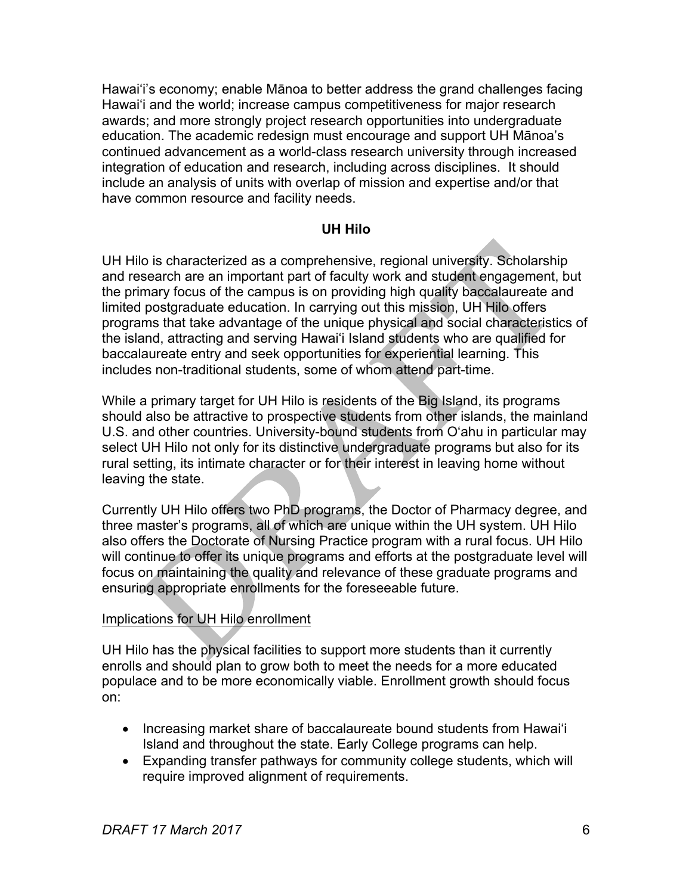Hawaiʻi's economy; enable Mānoa to better address the grand challenges facing Hawaiʻi and the world; increase campus competitiveness for major research awards; and more strongly project research opportunities into undergraduate education. The academic redesign must encourage and support UH Mānoa's continued advancement as a world-class research university through increased integration of education and research, including across disciplines. It should include an analysis of units with overlap of mission and expertise and/or that have common resource and facility needs.

## UH Hilo

UH Hilo is characterized as a comprehensive, regional university. Scholarship and research are an important part of faculty work and student engagement, but the primary focus of the campus is on providing high quality baccalaureate and limited postgraduate education. In carrying out this mission, UH Hilo offers programs that take advantage of the unique physical and social characteristics of the island, attracting and serving Hawaiʻi Island students who are qualified for baccalaureate entry and seek opportunities for experiential learning. This includes non-traditional students, some of whom attend part-time.

While a primary target for UH Hilo is residents of the Big Island, its programs should also be attractive to prospective students from other islands, the mainland U.S. and other countries. University-bound students from Oʻahu in particular may select UH Hilo not only for its distinctive undergraduate programs but also for its rural setting, its intimate character or for their interest in leaving home without leaving the state.

Currently UH Hilo offers two PhD programs, the Doctor of Pharmacy degree, and three master's programs, all of which are unique within the UH system. UH Hilo also offers the Doctorate of Nursing Practice program with a rural focus. UH Hilo will continue to offer its unique programs and efforts at the postgraduate level will focus on maintaining the quality and relevance of these graduate programs and ensuring appropriate enrollments for the foreseeable future.

### Implications for UH Hilo enrollment

UH Hilo has the physical facilities to support more students than it currently enrolls and should plan to grow both to meet the needs for a more educated populace and to be more economically viable. Enrollment growth should focus on:

- Increasing market share of baccalaureate bound students from Hawaiʻi Island and throughout the state. Early College programs can help.
- Expanding transfer pathways for community college students, which will require improved alignment of requirements.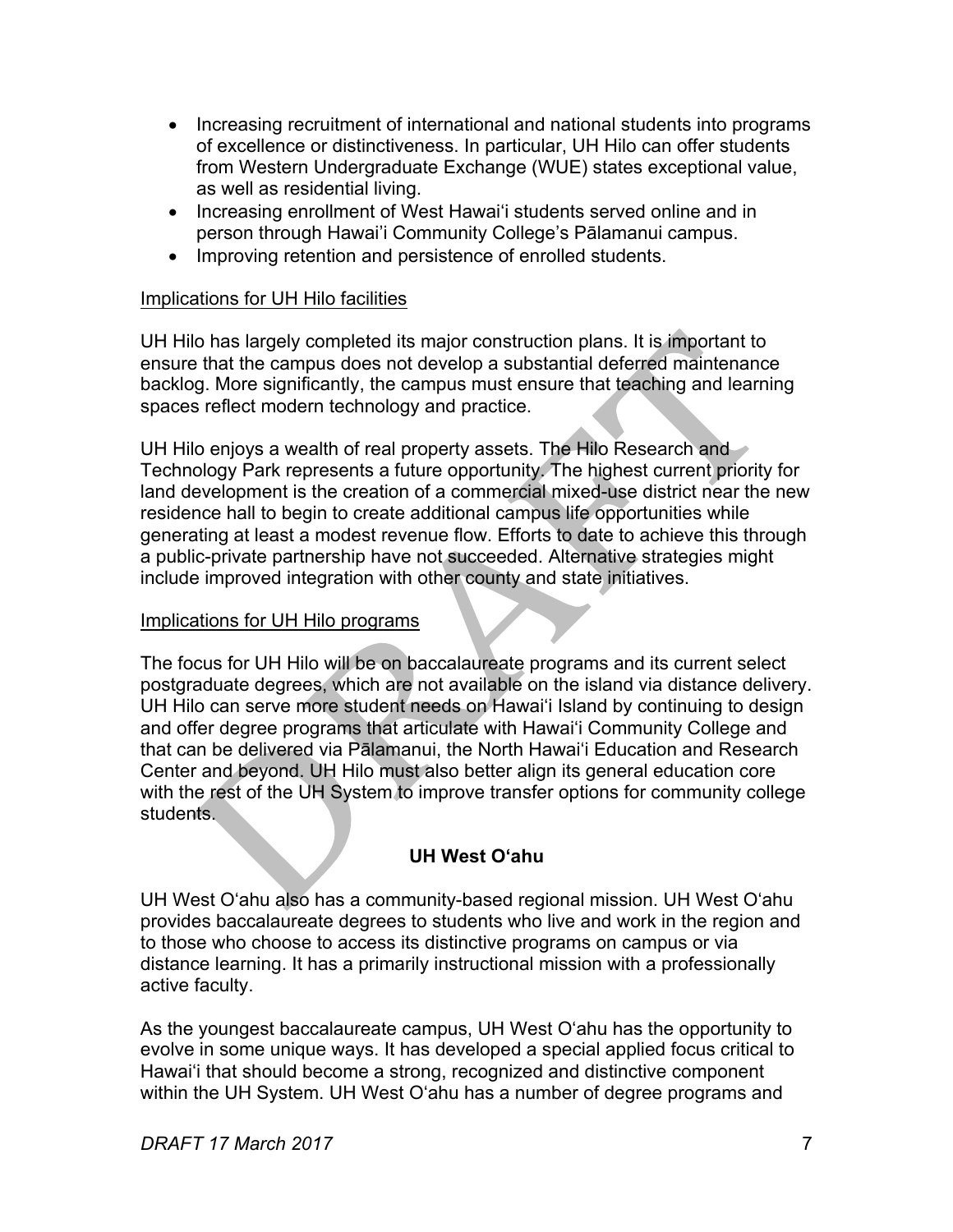- Increasing recruitment of international and national students into programs of excellence or distinctiveness. In particular, UH Hilo can offer students from Western Undergraduate Exchange (WUE) states exceptional value, as well as residential living.
- Increasing enrollment of West Hawaiʻi students served online and in person through Hawaiʻi Community College's Pālamanui campus.
- Improving retention and persistence of enrolled students.

Implications for UH Hilo facilities

UH Hilo has largely completed its major construction plans. It is important to ensure that the campus does not develop a substantial deferred maintenance backlog. More significantly, the campus must ensure that teaching and learning spaces reflect modern technology and practice.

UH Hilo enjoys a wealth of real property assets. The Hilo Research and Technology Park represents a future opportunity. The highest current priority for land development is the creation of a commercial mixed-use district near the new residence hall to begin to create additional campus life opportunities while generating at least a modest revenue flow. Efforts to date to achieve this through a public-private partnership have not succeeded. Alternative strategies might include improved integration with other county and state initiatives.

Implications for UH Hilo programs

The focus for UH Hilo will be on baccalaureate programs and its current select postgraduate degrees, which are not available on the island via distance delivery. UH Hilo can serve more student needs on Hawaiʻi Island by continuing to design and offer degree programs that articulate with Hawaiʻi Community College and that can be delivered via Pālamanui, the North Hawaiʻi Education and Research Center and beyond. UH Hilo must also better align its general education core with the rest of the UH System to improve transfer options for community college students.

## UH West Oʻahu

UH West Oʻahu also has a community-based regional mission. UH West Oʻahu provides baccalaureate degrees to students who live and work in the region and to those who choose to access its distinctive programs on campus or via distance learning. It has a primarily instructional mission with a professionally active faculty.

As the youngest baccalaureate campus, UH West Oʻahu has the opportunity to evolve in some unique ways. It has developed a special applied focus critical to Hawaiʻi that should become a strong, recognized and distinctive component within the UH System. UH West Oʻahu has a number of degree programs and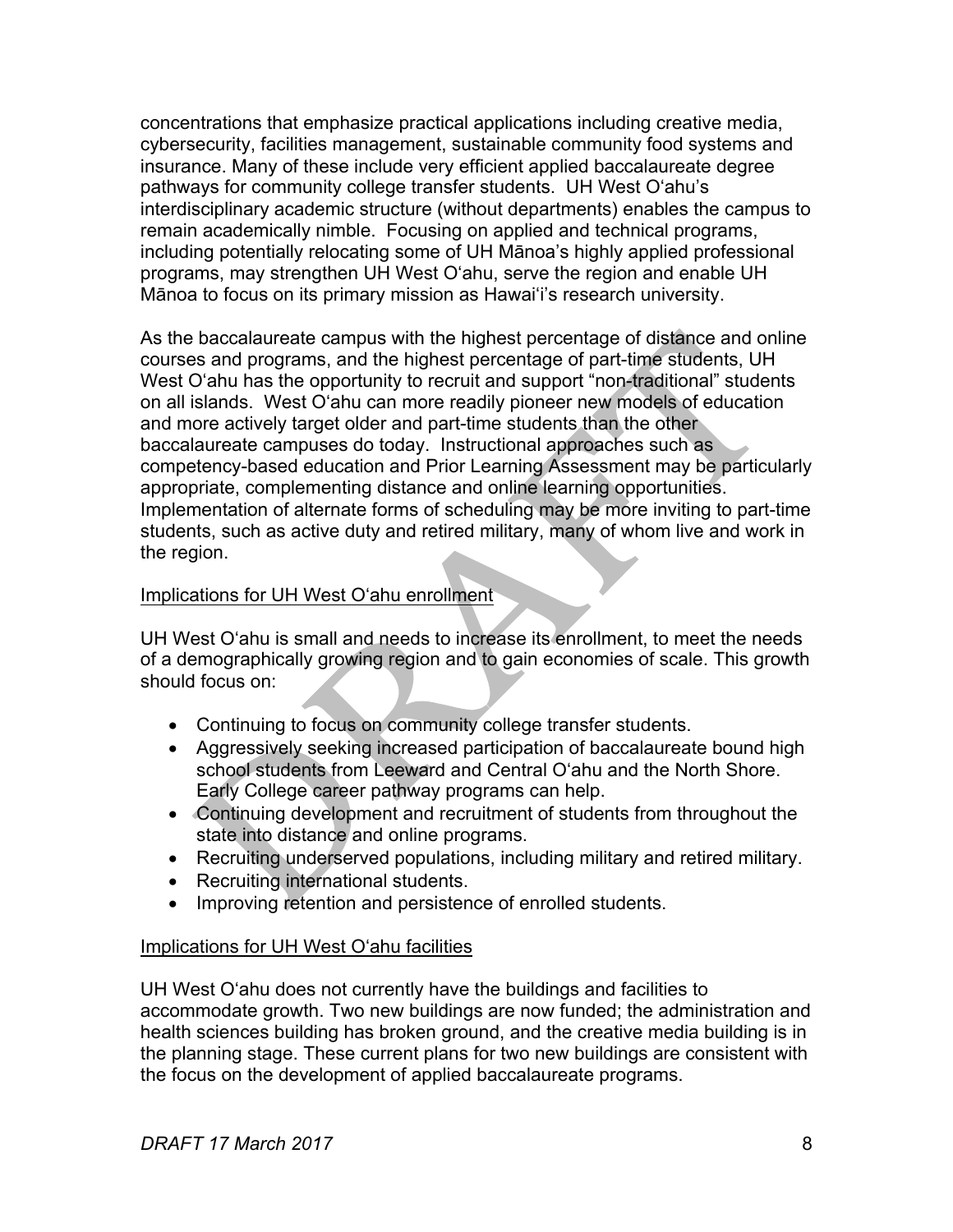concentrations that emphasize practical applications including creative media, cybersecurity, facilities management, sustainable community food systems and insurance. Many of these include very efficient applied baccalaureate degree pathways for community college transfer students. UH West Oʻahu's interdisciplinary academic structure (without departments) enables the campus to remain academically nimble. Focusing on applied and technical programs, including potentially relocating some of UH Mānoa's highly applied professional programs, may strengthen UH West Oʻahu, serve the region and enable UH Mānoa to focus on its primary mission as Hawaiʻi's research university.

As the baccalaureate campus with the highest percentage of distance and online courses and programs, and the highest percentage of part-time students, UH West Oʻahu has the opportunity to recruit and support "non-traditional" students on all islands. West Oʻahu can more readily pioneer new models of education and more actively target older and part-time students than the other baccalaureate campuses do today. Instructional approaches such as competency-based education and Prior Learning Assessment may be particularly appropriate, complementing distance and online learning opportunities. Implementation of alternate forms of scheduling may be more inviting to part-time students, such as active duty and retired military, many of whom live and work in the region.

Implications for UH West Oʻahu enrollment

UH West Oʻahu is small and needs to increase its enrollment, to meet the needs of a demographically growing region and to gain economies of scale. This growth should focus on:

- Continuing to focus on community college transfer students.
- Aggressively seeking increased participation of baccalaureate bound high school students from Leeward and Central Oʻahu and the North Shore. Early College career pathway programs can help.
- Continuing development and recruitment of students from throughout the state into distance and online programs.
- Recruiting underserved populations, including military and retired military.
- Recruiting international students.
- Improving retention and persistence of enrolled students.

Implications for UH West Oʻahu facilities

UH West Oʻahu does not currently have the buildings and facilities to accommodate growth. Two new buildings are now funded; the administration and health sciences building has broken ground, and the creative media building is in the planning stage. These current plans for two new buildings are consistent with the focus on the development of applied baccalaureate programs.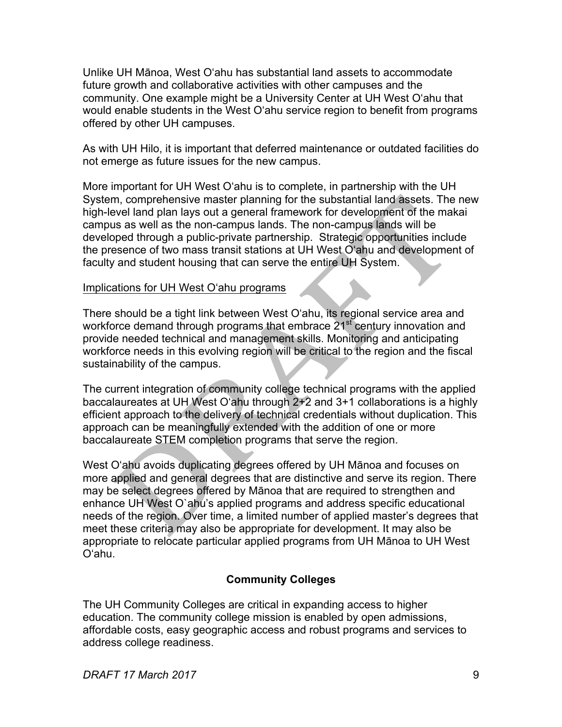Unlike UH Mānoa, West Oʻahu has substantial land assets to accommodate future growth and collaborative activities with other campuses and the community. One example might be a University Center at UH West Oʻahu that would enable students in the West Oʻahu service region to benefit from programs offered by other UH campuses.

As with UH Hilo, it is important that deferred maintenance or outdated facilities do not emerge as future issues for the new campus.

More important for UH West Oʻahu is to complete, in partnership with the UH System, comprehensive master planning for the substantial land assets. The new high-level land plan lays out a general framework for development of the makai campus as well as the non-campus lands. The non-campus lands will be developed through a public-private partnership. Strategic opportunities include the presence of two mass transit stations at UH West Oʻahu and development of faculty and student housing that can serve the entire UH System.

Implications for UH West Oʻahu programs

There should be a tight link between West Oʻahu, its regional service area and workforce demand through programs that embrace 21st century innovation and provide needed technical and management skills. Monitoring and anticipating workforce needs in this evolving region will be critical to the region and the fiscal sustainability of the campus.

The current integration of community college technical programs with the applied baccalaureates at UH West Oʻahu through 2+2 and 3+1 collaborations is a highly efficient approach to the delivery of technical credentials without duplication. This approach can be meaningfully extended with the addition of one or more baccalaureate STEM completion programs that serve the region.

West Oʻahu avoids duplicating degrees offered by UH Mānoa and focuses on more applied and general degrees that are distinctive and serve its region. There may be select degrees offered by Mānoa that are required to strengthen and enhance UH West O`ahu's applied programs and address specific educational needs of the region. Over time, a limited number of applied master's degrees that meet these criteria may also be appropriate for development. It may also be appropriate to relocate particular applied programs from UH Mānoa to UH West Oʻahu.

## Community Colleges

The UH Community Colleges are critical in expanding access to higher education. The community college mission is enabled by open admissions, affordable costs, easy geographic access and robust programs and services to address college readiness.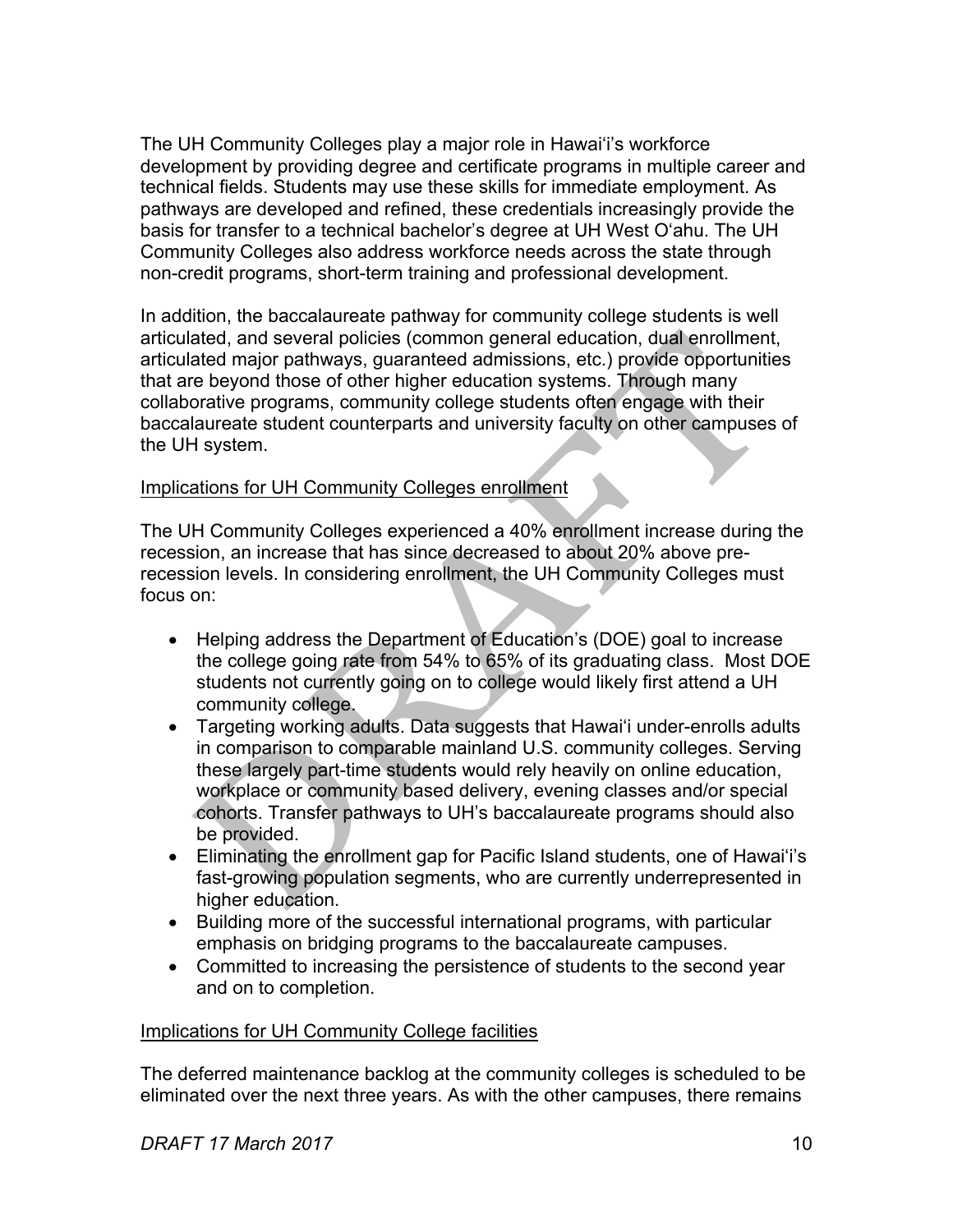The UH Community Colleges play a major role in Hawai'i's workforce development by providing degree and certificate programs in multiple career and technical fields. Students may use these skills for immediate employment. As pathways are developed and refined, these credentials increasingly provide the basis for transfer to a technical bachelor's degree at UH West O'ahu. The UH Community Colleges also address workforce needs across the state through non-credit programs, short-term training and professional development.

In addition, the baccalaureate pathway for community college students is well articulated, and several policies (common general education, dual enrollment, articulated major pathways, guaranteed admissions, etc.) provide opportunities that are beyond those of other higher education systems. Through many collaborative programs, community college students often engage with their baccalaureate student counterparts and university faculty on other campuses of the UH system.

<u>Implications for UH Community Colleges enrollment</u>

The UH Community Colleges experienced a 40% enrollment increase during the recession, an increase that has since decreased to about 20% above pre-recession levels. In considering enrollment, the UH Community Colleges must focus on:

- Helping address the Department of Education's (DOE) goal to increase the college going rate from 54% to 65% of its graduating class. Most DOE students not currently going on to college would likely first attend a UH community college.
- Targeting working adults. Data suggests that Hawai'i under-enrolls adults in comparison to comparable mainland U.S. community colleges. Serving these largely part-time students would rely heavily on online education, workplace or community based delivery, evening classes and/or special cohorts. Transfer pathways to UH's baccalaureate programs should also be provided.
- Eliminating the enrollment gap for Pacific Island students, one of Hawai'i's fast-growing population segments, who are currently underrepresented in higher education.
- Building more of the successful international programs, with particular emphasis on bridging programs to the baccalaureate campuses.
- Committed to increasing the persistence of students to the second year and on to completion.

<u>Implications for UH Community College facilities</u>

The deferred maintenance backlog at the community colleges is scheduled to be eliminated over the next three years. As with the other campuses, there remains

*DRAFT 17 March 2017*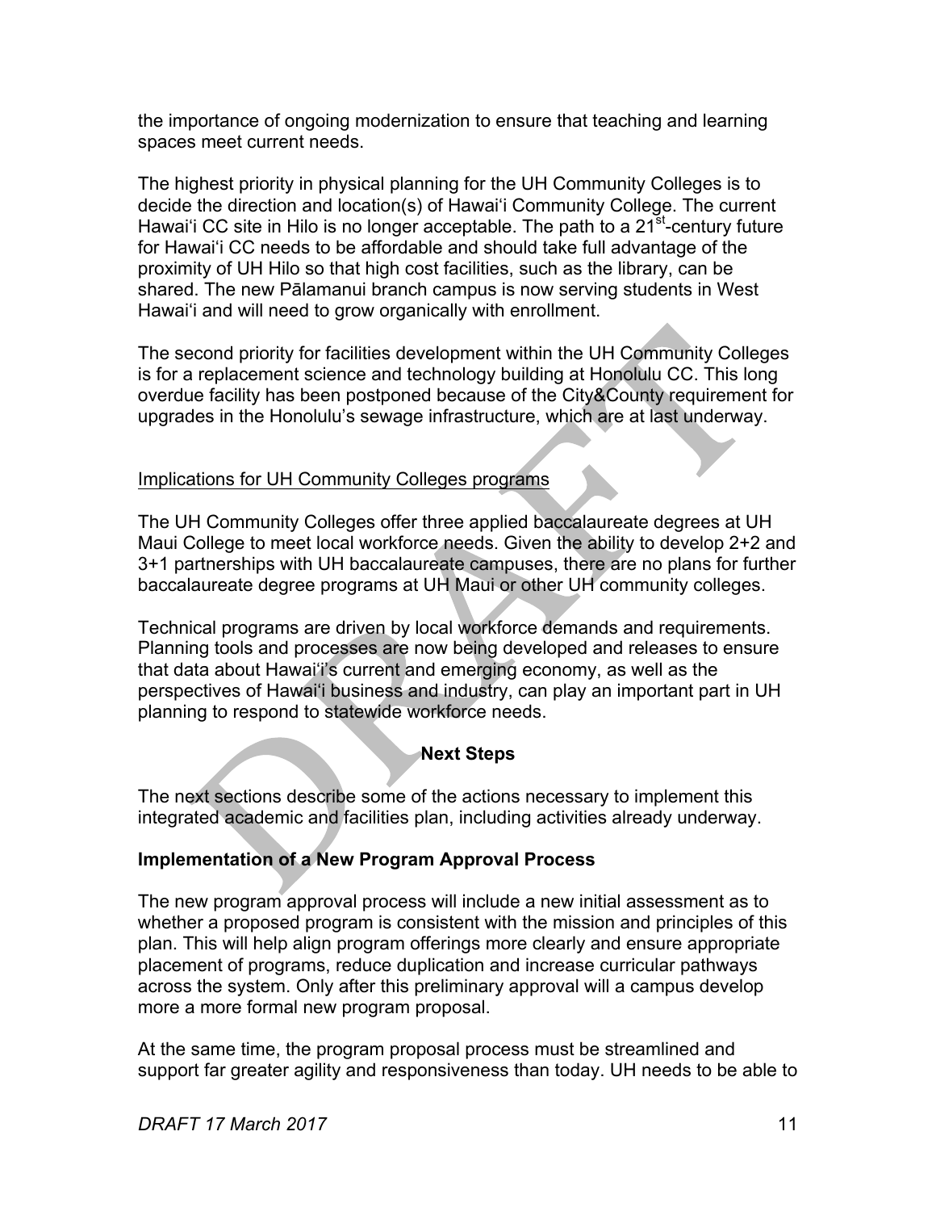the importance of ongoing modernization to ensure that teaching and learning spaces meet current needs.

The highest priority in physical planning for the UH Community Colleges is to decide the direction and location(s) of Hawaiʻi Community College. The current Hawaiʻi CC site in Hilo is no longer acceptable. The path to a 21st-century future for Hawaiʻi CC needs to be affordable and should take full advantage of the proximity of UH Hilo so that high cost facilities, such as the library, can be shared. The new Pālamanui branch campus is now serving students in West Hawaiʻi and will need to grow organically with enrollment.

The second priority for facilities development within the UH Community Colleges is for a replacement science and technology building at Honolulu CC. This long overdue facility has been postponed because of the City&County requirement for upgrades in the Honolulu's sewage infrastructure, which are at last underway.

Implications for UH Community Colleges programs

The UH Community Colleges offer three applied baccalaureate degrees at UH Maui College to meet local workforce needs. Given the ability to develop 2+2 and 3+1 partnerships with UH baccalaureate campuses, there are no plans for further baccalaureate degree programs at UH Maui or other UH community colleges.

Technical programs are driven by local workforce demands and requirements. Planning tools and processes are now being developed and releases to ensure that data about Hawaiʻi's current and emerging economy, as well as the perspectives of Hawaiʻi business and industry, can play an important part in UH planning to respond to statewide workforce needs.

## Next Steps

The next sections describe some of the actions necessary to implement this integrated academic and facilities plan, including activities already underway.

### Implementation of a New Program Approval Process

The new program approval process will include a new initial assessment as to whether a proposed program is consistent with the mission and principles of this plan. This will help align program offerings more clearly and ensure appropriate placement of programs, reduce duplication and increase curricular pathways across the system. Only after this preliminary approval will a campus develop more a more formal new program proposal.

At the same time, the program proposal process must be streamlined and support far greater agility and responsiveness than today. UH needs to be able to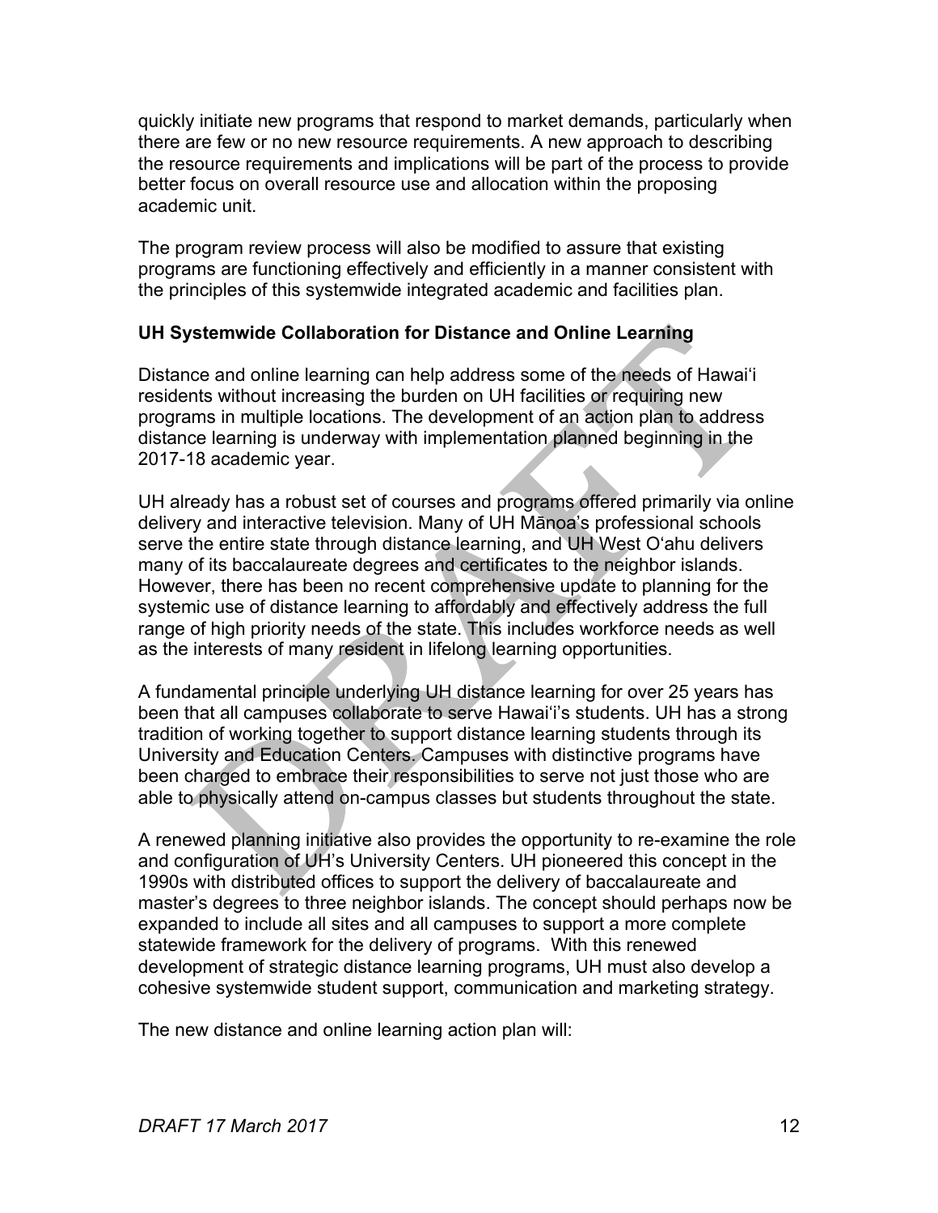quickly initiate new programs that respond to market demands, particularly when there are few or no new resource requirements. A new approach to describing the resource requirements and implications will be part of the process to provide better focus on overall resource use and allocation within the proposing academic unit.

The program review process will also be modified to assure that existing programs are functioning effectively and efficiently in a manner consistent with the principles of this systemwide integrated academic and facilities plan.

**UH Systemwide Collaboration for Distance and Online Learning**

Distance and online learning can help address some of the needs of Hawaiʻi residents without increasing the burden on UH facilities or requiring new programs in multiple locations. The development of an action plan to address distance learning is underway with implementation planned beginning in the 2017-18 academic year.

UH already has a robust set of courses and programs offered primarily via online delivery and interactive television. Many of UH Mānoa's professional schools serve the entire state through distance learning, and UH West Oʻahu delivers many of its baccalaureate degrees and certificates to the neighbor islands. However, there has been no recent comprehensive update to planning for the systemic use of distance learning to affordably and effectively address the full range of high priority needs of the state. This includes workforce needs as well as the interests of many resident in lifelong learning opportunities.

A fundamental principle underlying UH distance learning for over 25 years has been that all campuses collaborate to serve Hawaiʻi's students. UH has a strong tradition of working together to support distance learning students through its University and Education Centers. Campuses with distinctive programs have been charged to embrace their responsibilities to serve not just those who are able to physically attend on-campus classes but students throughout the state.

A renewed planning initiative also provides the opportunity to re-examine the role and configuration of UH's University Centers. UH pioneered this concept in the 1990s with distributed offices to support the delivery of baccalaureate and master's degrees to three neighbor islands. The concept should perhaps now be expanded to include all sites and all campuses to support a more complete statewide framework for the delivery of programs. With this renewed development of strategic distance learning programs, UH must also develop a cohesive systemwide student support, communication and marketing strategy.

The new distance and online learning action plan will: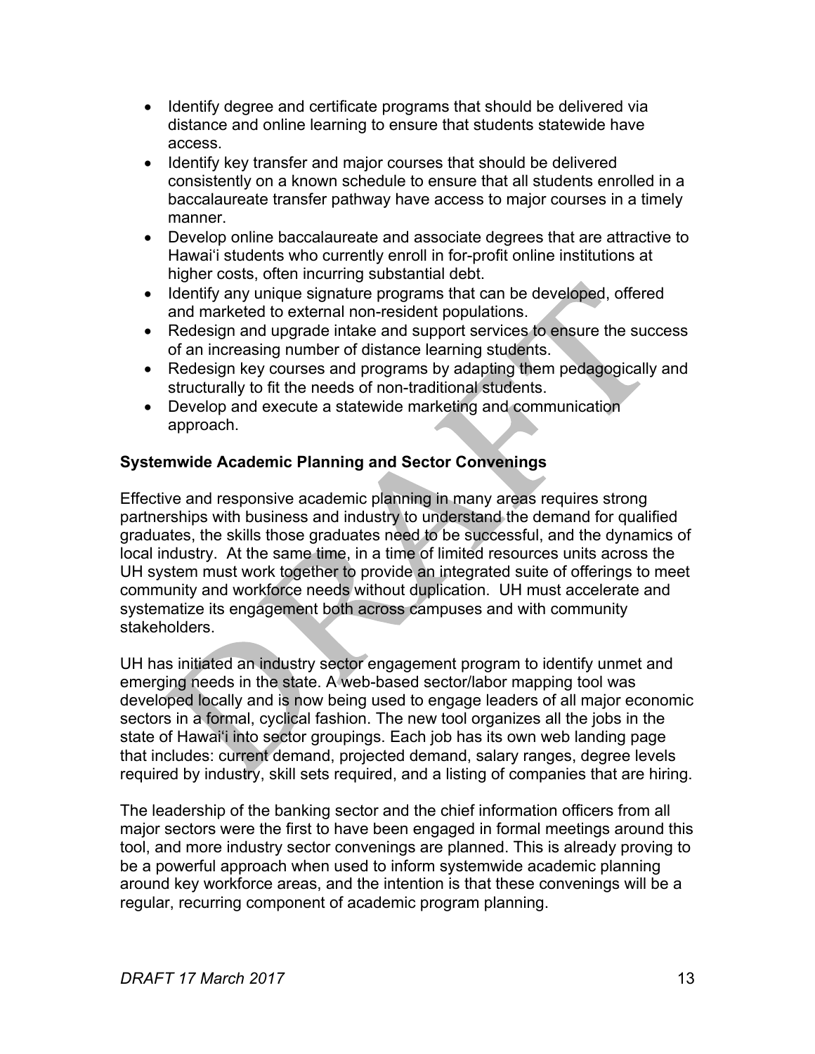- Identify degree and certificate programs that should be delivered via distance and online learning to ensure that students statewide have access.
- Identify key transfer and major courses that should be delivered consistently on a known schedule to ensure that all students enrolled in a baccalaureate transfer pathway have access to major courses in a timely manner.
- Develop online baccalaureate and associate degrees that are attractive to Hawaiʻi students who currently enroll in for-profit online institutions at higher costs, often incurring substantial debt.
- Identify any unique signature programs that can be developed, offered and marketed to external non-resident populations.
- Redesign and upgrade intake and support services to ensure the success of an increasing number of distance learning students.
- Redesign key courses and programs by adapting them pedagogically and structurally to fit the needs of non-traditional students.
- Develop and execute a statewide marketing and communication approach.

**Systemwide Academic Planning and Sector Convenings**

Effective and responsive academic planning in many areas requires strong partnerships with business and industry to understand the demand for qualified graduates, the skills those graduates need to be successful, and the dynamics of local industry. At the same time, in a time of limited resources units across the UH system must work together to provide an integrated suite of offerings to meet community and workforce needs without duplication. UH must accelerate and systematize its engagement both across campuses and with community stakeholders.

UH has initiated an industry sector engagement program to identify unmet and emerging needs in the state. A web-based sector/labor mapping tool was developed locally and is now being used to engage leaders of all major economic sectors in a formal, cyclical fashion. The new tool organizes all the jobs in the state of Hawaiʻi into sector groupings. Each job has its own web landing page that includes: current demand, projected demand, salary ranges, degree levels required by industry, skill sets required, and a listing of companies that are hiring.

The leadership of the banking sector and the chief information officers from all major sectors were the first to have been engaged in formal meetings around this tool, and more industry sector convenings are planned. This is already proving to be a powerful approach when used to inform systemwide academic planning around key workforce areas, and the intention is that these convenings will be a regular, recurring component of academic program planning.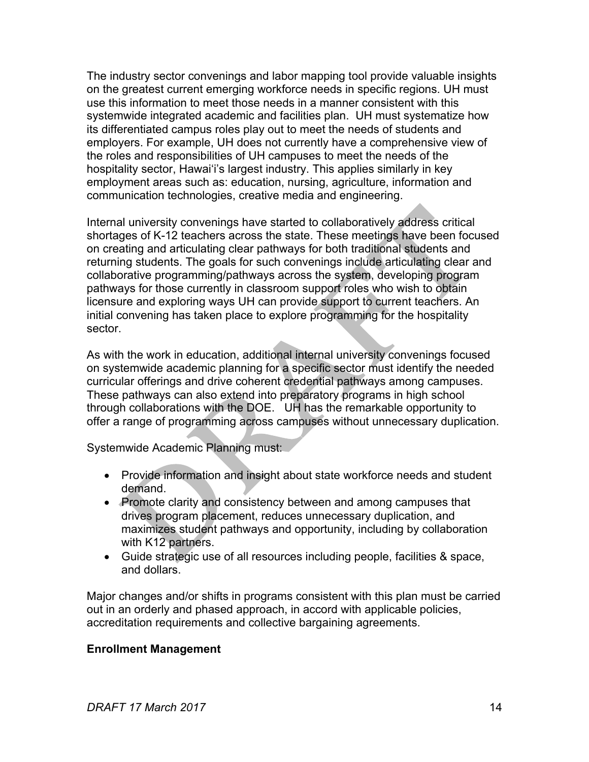The industry sector convenings and labor mapping tool provide valuable insights on the greatest current emerging workforce needs in specific regions. UH must use this information to meet those needs in a manner consistent with this systemwide integrated academic and facilities plan. UH must systematize how its differentiated campus roles play out to meet the needs of students and employers. For example, UH does not currently have a comprehensive view of the roles and responsibilities of UH campuses to meet the needs of the hospitality sector, Hawaiʻi's largest industry. This applies similarly in key employment areas such as: education, nursing, agriculture, information and communication technologies, creative media and engineering.

Internal university convenings have started to collaboratively address critical shortages of K-12 teachers across the state. These meetings have been focused on creating and articulating clear pathways for both traditional students and returning students. The goals for such convenings include articulating clear and collaborative programming/pathways across the system, developing program pathways for those currently in classroom support roles who wish to obtain licensure and exploring ways UH can provide support to current teachers. An initial convening has taken place to explore programming for the hospitality sector.

As with the work in education, additional internal university convenings focused on systemwide academic planning for a specific sector must identify the needed curricular offerings and drive coherent credential pathways among campuses. These pathways can also extend into preparatory programs in high school through collaborations with the DOE. UH has the remarkable opportunity to offer a range of programming across campuses without unnecessary duplication.

Systemwide Academic Planning must:

- Provide information and insight about state workforce needs and student demand.
- Promote clarity and consistency between and among campuses that drives program placement, reduces unnecessary duplication, and maximizes student pathways and opportunity, including by collaboration with K12 partners.
- Guide strategic use of all resources including people, facilities & space, and dollars.

Major changes and/or shifts in programs consistent with this plan must be carried out in an orderly and phased approach, in accord with applicable policies, accreditation requirements and collective bargaining agreements.

**Enrollment Management**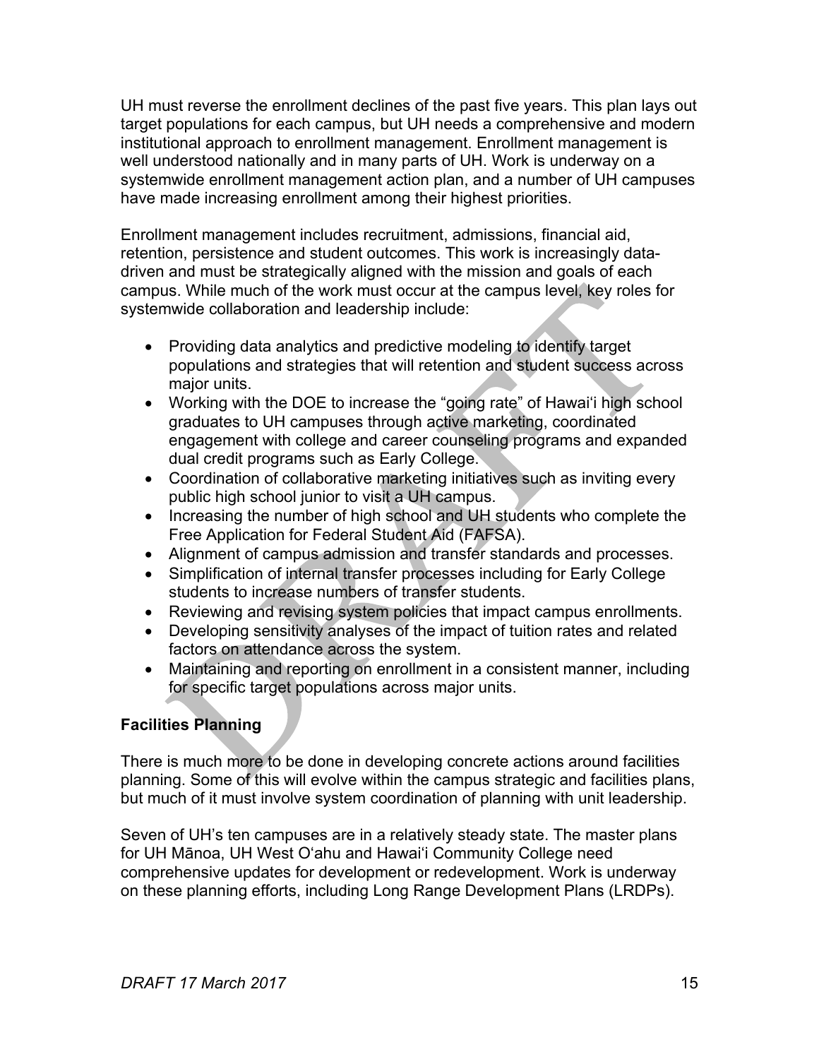UH must reverse the enrollment declines of the past five years. This plan lays out target populations for each campus, but UH needs a comprehensive and modern institutional approach to enrollment management. Enrollment management is well understood nationally and in many parts of UH. Work is underway on a systemwide enrollment management action plan, and a number of UH campuses have made increasing enrollment among their highest priorities.

Enrollment management includes recruitment, admissions, financial aid, retention, persistence and student outcomes. This work is increasingly data-driven and must be strategically aligned with the mission and goals of each campus. While much of the work must occur at the campus level, key roles for systemwide collaboration and leadership include:

- Providing data analytics and predictive modeling to identify target populations and strategies that will retention and student success across major units.
- Working with the DOE to increase the "going rate" of Hawaiʻi high school graduates to UH campuses through active marketing, coordinated engagement with college and career counseling programs and expanded dual credit programs such as Early College.
- Coordination of collaborative marketing initiatives such as inviting every public high school junior to visit a UH campus.
- Increasing the number of high school and UH students who complete the Free Application for Federal Student Aid (FAFSA).
- Alignment of campus admission and transfer standards and processes.
- Simplification of internal transfer processes including for Early College students to increase numbers of transfer students.
- Reviewing and revising system policies that impact campus enrollments.
- Developing sensitivity analyses of the impact of tuition rates and related factors on attendance across the system.
- Maintaining and reporting on enrollment in a consistent manner, including for specific target populations across major units.

**Facilities Planning**

There is much more to be done in developing concrete actions around facilities planning. Some of this will evolve within the campus strategic and facilities plans, but much of it must involve system coordination of planning with unit leadership.

Seven of UH's ten campuses are in a relatively steady state. The master plans for UH Mānoa, UH West Oʻahu and Hawaiʻi Community College need comprehensive updates for development or redevelopment. Work is underway on these planning efforts, including Long Range Development Plans (LRDPs).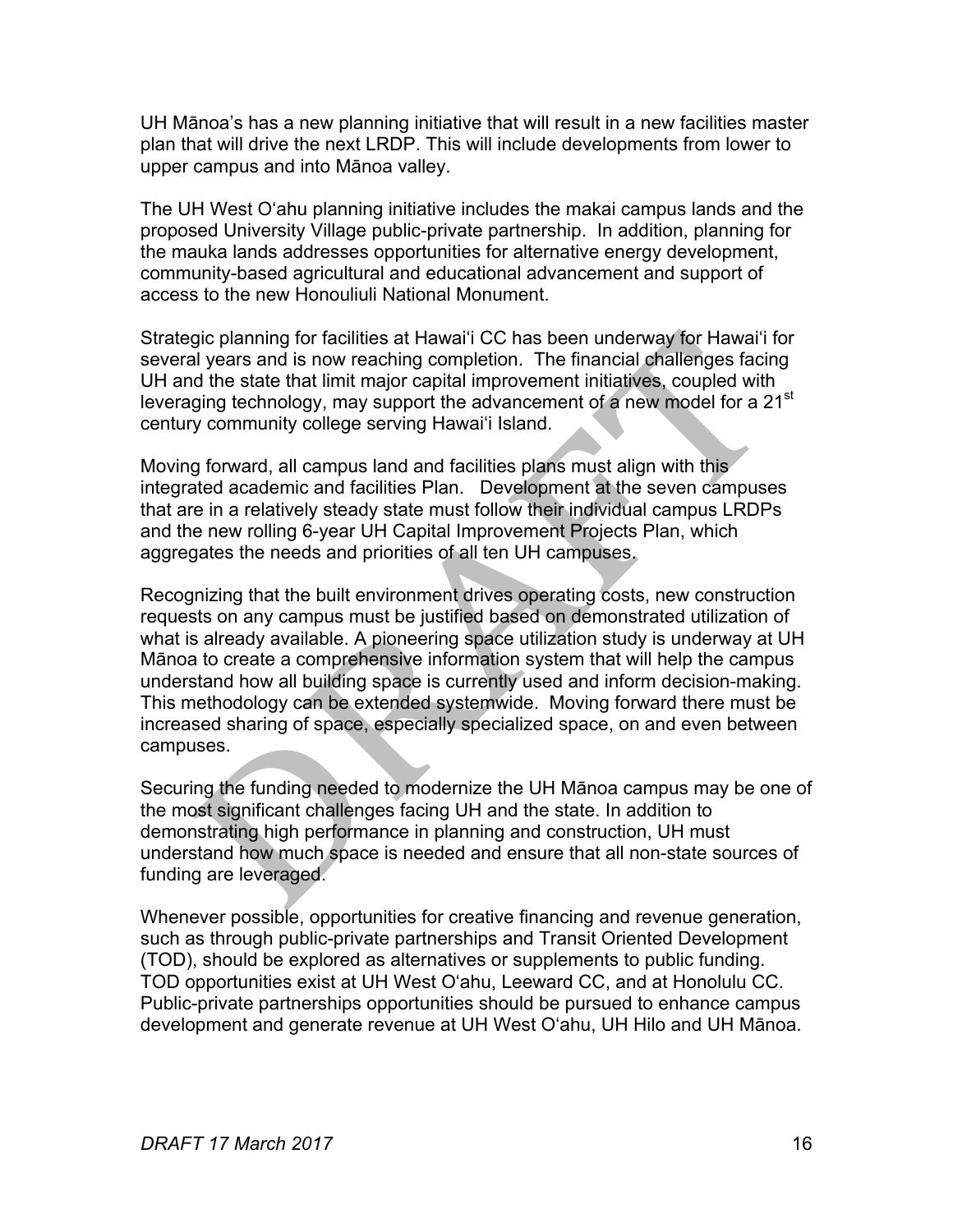UH Mānoa's has a new planning initiative that will result in a new facilities master plan that will drive the next LRDP. This will include developments from lower to upper campus and into Mānoa valley.

The UH West Oʻahu planning initiative includes the makai campus lands and the proposed University Village public-private partnership. In addition, planning for the mauka lands addresses opportunities for alternative energy development, community-based agricultural and educational advancement and support of access to the new Honouliuli National Monument.

Strategic planning for facilities at Hawaiʻi CC has been underway for Hawaiʻi for several years and is now reaching completion. The financial challenges facing UH and the state that limit major capital improvement initiatives, coupled with leveraging technology, may support the advancement of a new model for a 21st century community college serving Hawaiʻi Island.

Moving forward, all campus land and facilities plans must align with this integrated academic and facilities Plan. Development at the seven campuses that are in a relatively steady state must follow their individual campus LRDPs and the new rolling 6-year UH Capital Improvement Projects Plan, which aggregates the needs and priorities of all ten UH campuses.

Recognizing that the built environment drives operating costs, new construction requests on any campus must be justified based on demonstrated utilization of what is already available. A pioneering space utilization study is underway at UH Mānoa to create a comprehensive information system that will help the campus understand how all building space is currently used and inform decision-making. This methodology can be extended systemwide. Moving forward there must be increased sharing of space, especially specialized space, on and even between campuses.

Securing the funding needed to modernize the UH Mānoa campus may be one of the most significant challenges facing UH and the state. In addition to demonstrating high performance in planning and construction, UH must understand how much space is needed and ensure that all non-state sources of funding are leveraged.

Whenever possible, opportunities for creative financing and revenue generation, such as through public-private partnerships and Transit Oriented Development (TOD), should be explored as alternatives or supplements to public funding. TOD opportunities exist at UH West Oʻahu, Leeward CC, and at Honolulu CC. Public-private partnerships opportunities should be pursued to enhance campus development and generate revenue at UH West Oʻahu, UH Hilo and UH Mānoa.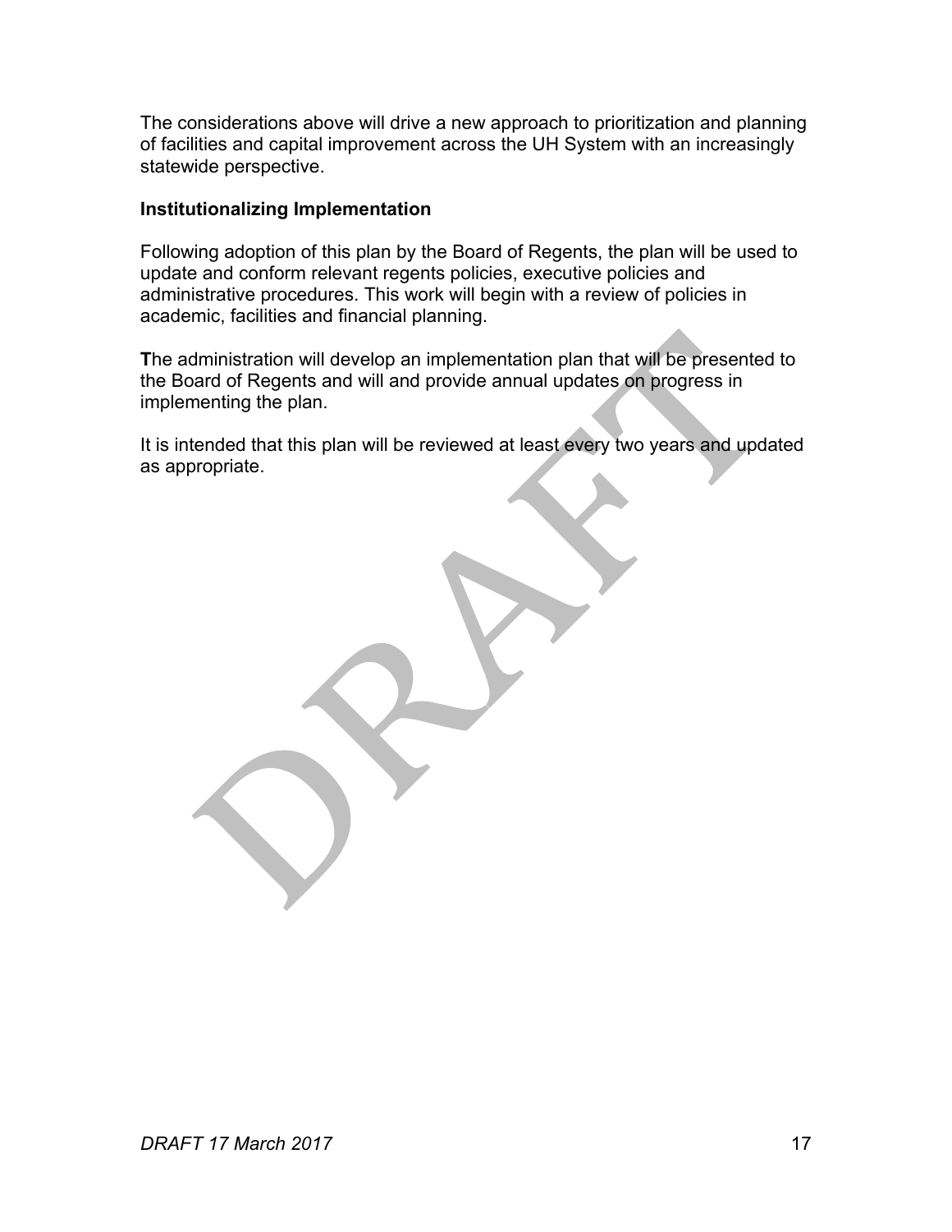The considerations above will drive a new approach to prioritization and planning of facilities and capital improvement across the UH System with an increasingly statewide perspective.

**Institutionalizing Implementation**

Following adoption of this plan by the Board of Regents, the plan will be used to update and conform relevant regents policies, executive policies and administrative procedures. This work will begin with a review of policies in academic, facilities and financial planning.

**T**he administration will develop an implementation plan that will be presented to the Board of Regents and will and provide annual updates on progress in implementing the plan.

It is intended that this plan will be reviewed at least every two years and updated as appropriate.